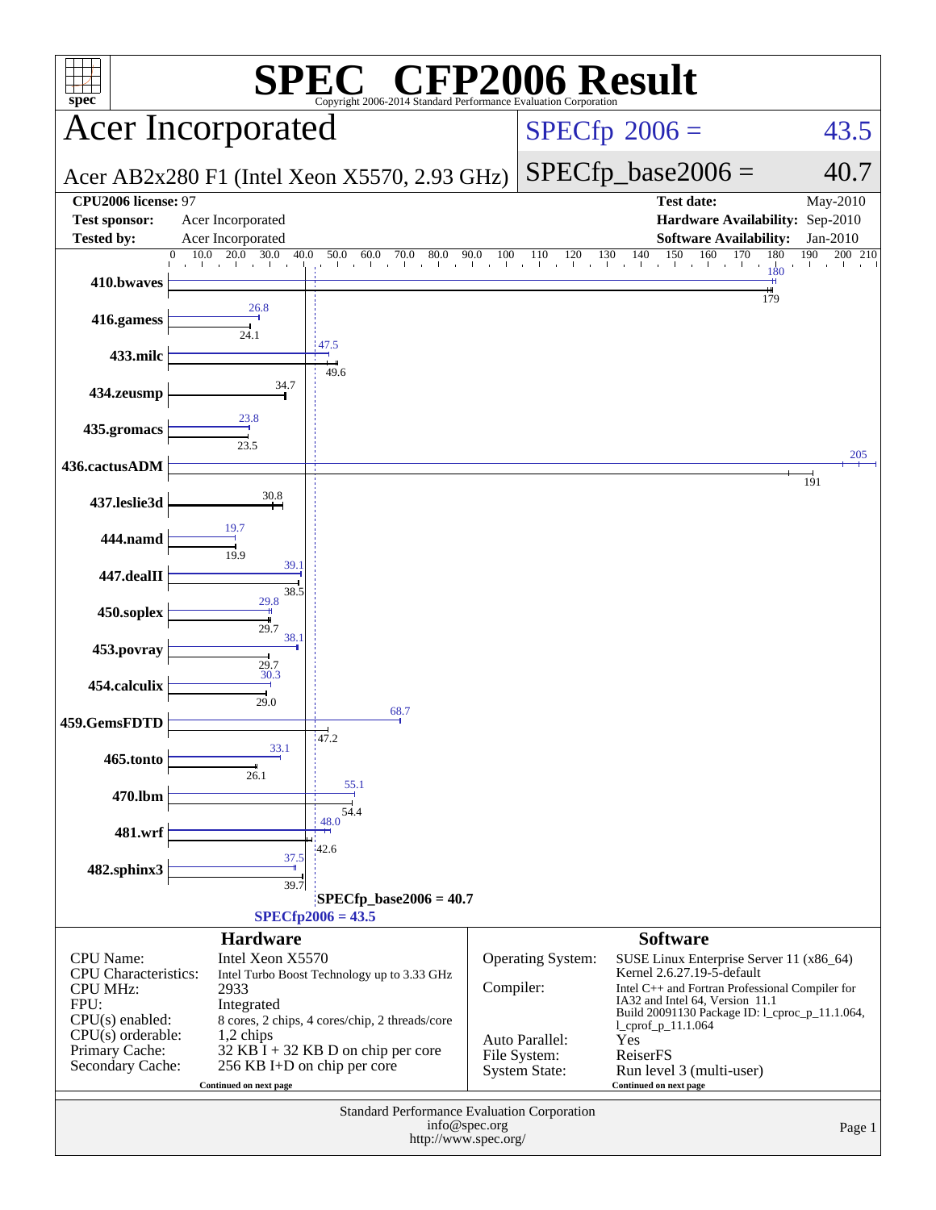# SPEC® CFP2006 Result

Copyright 2006-2014 Standard Performance Evaluation Corporation

## Acer Incorporated

Acer AB2x280 F1 (Intel Xeon X5570, 2.93 GHz)

SPECfp 2006 = 43.5

SPECfp_base2006 = 40.7

| | | | |
|---|---|---|---|
| **CPU2006 license:** 97 | | **Test date:** | May-2010 |
| **Test sponsor:** | Acer Incorporated | **Hardware Availability:** | Sep-2010 |
| **Tested by:** | Acer Incorporated | **Software Availability:** | Jan-2010 |

| Benchmark | Peak | Base |
|---|---|---|
| 410.bwaves | 180 | 179 |
| 416.gamess | 26.8 | 24.1 |
| 433.milc | 47.5 | 49.6 |
| 434.zeusmp | | 34.7 |
| 435.gromacs | 23.8 | 23.5 |
| 436.cactusADM | 205 | 191 |
| 437.leslie3d | | 30.8 |
| 444.namd | 19.7 | 19.9 |
| 447.dealII | 39.1 | 38.5 |
| 450.soplex | 29.8 | 29.7 |
| 453.povray | 38.1 | 29.7 |
| 454.calculix | 30.3 | 29.0 |
| 459.GemsFDTD | 68.7 | 47.2 |
| 465.tonto | 33.1 | 26.1 |
| 470.lbm | 55.1 | 54.4 |
| 481.wrf | 48.0 | 42.6 |
| 482.sphinx3 | 37.5 | 39.7 |

SPECfp_base2006 = 40.7

SPECfp2006 = 43.5

### Hardware

| | |
|---|---|
| CPU Name: | Intel Xeon X5570 |
| CPU Characteristics: | Intel Turbo Boost Technology up to 3.33 GHz |
| CPU MHz: | 2933 |
| FPU: | Integrated |
| CPU(s) enabled: | 8 cores, 2 chips, 4 cores/chip, 2 threads/core |
| CPU(s) orderable: | 1,2 chips |
| Primary Cache: | 32 KB I + 32 KB D on chip per core |
| Secondary Cache: | 256 KB I+D on chip per core |

Continued on next page

### Software

| | |
|---|---|
| Operating System: | SUSE Linux Enterprise Server 11 (x86_64) Kernel 2.6.27.19-5-default |
| Compiler: | Intel C++ and Fortran Professional Compiler for IA32 and Intel 64, Version 11.1 Build 20091130 Package ID: l_cproc_p_11.1.064, l_cprof_p_11.1.064 |
| Auto Parallel: | Yes |
| File System: | ReiserFS |
| System State: | Run level 3 (multi-user) |

Continued on next page

Standard Performance Evaluation Corporation
info@spec.org
http://www.spec.org/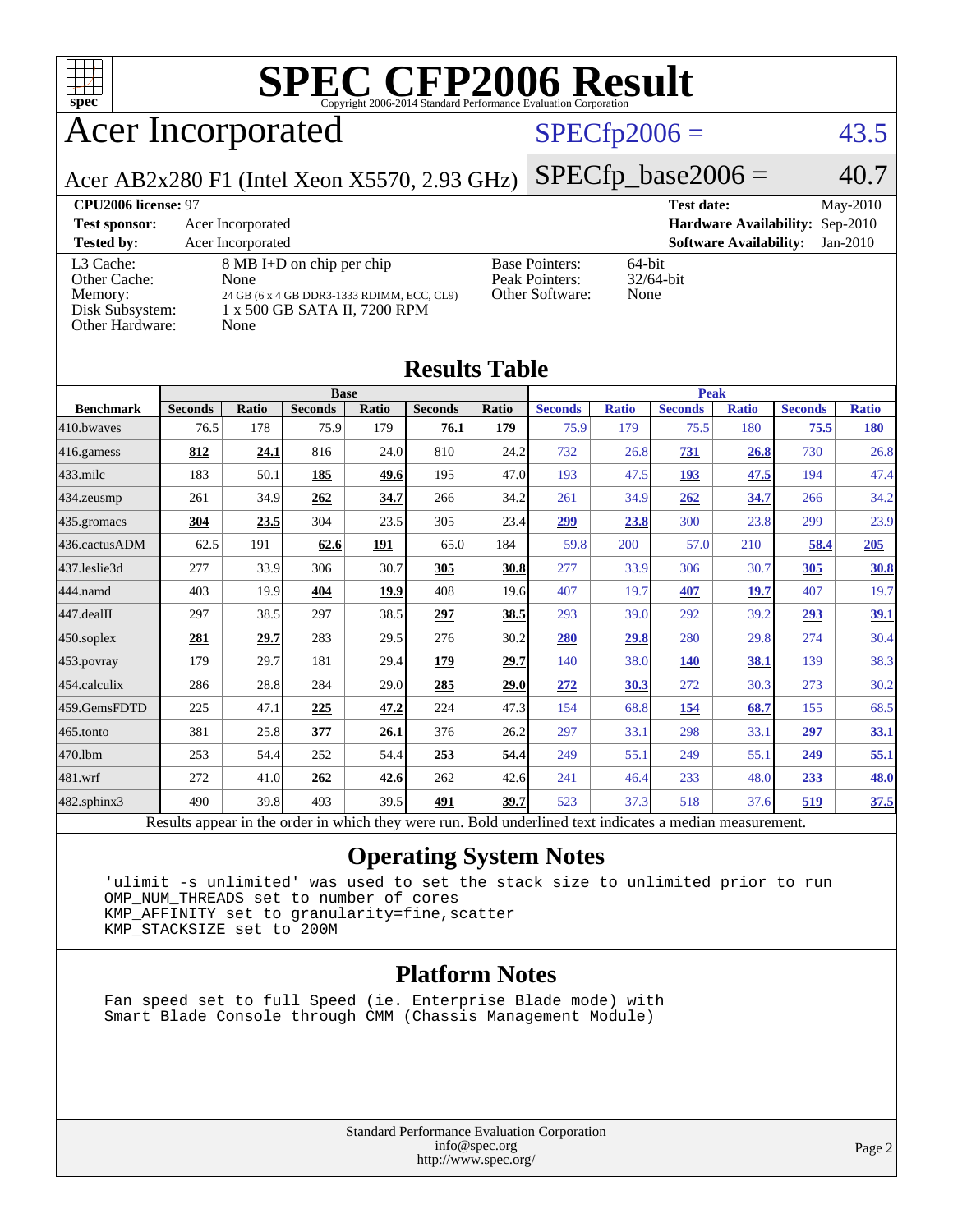# SPEC CFP2006 Result

Copyright 2006-2014 Standard Performance Evaluation Corporation

## Acer Incorporated

Acer AB2x280 F1 (Intel Xeon X5570, 2.93 GHz)

SPECfp2006 = 43.5

SPECfp_base2006 = 40.7

| | | | |
|---|---|---|---|
| **CPU2006 license:** 97 | | **Test date:** | May-2010 |
| **Test sponsor:** | Acer Incorporated | **Hardware Availability:** | Sep-2010 |
| **Tested by:** | Acer Incorporated | **Software Availability:** | Jan-2010 |

| | | | |
|---|---|---|---|
| L3 Cache: | 8 MB I+D on chip per chip | Base Pointers: | 64-bit |
| Other Cache: | None | Peak Pointers: | 32/64-bit |
| Memory: | 24 GB (6 x 4 GB DDR3-1333 RDIMM, ECC, CL9) | Other Software: | None |
| Disk Subsystem: | 1 x 500 GB SATA II, 7200 RPM | | |
| Other Hardware: | None | | |

## Results Table

| | Base | | | | | | Peak | | | | | |
|---|---|---|---|---|---|---|---|---|---|---|---|---|
| **Benchmark** | **Seconds** | **Ratio** | **Seconds** | **Ratio** | **Seconds** | **Ratio** | **Seconds** | **Ratio** | **Seconds** | **Ratio** | **Seconds** | **Ratio** |
| 410.bwaves | 76.5 | 178 | 75.9 | 179 | **76.1** | **179** | 75.9 | 179 | 75.5 | 180 | **75.5** | **180** |
| 416.gamess | **812** | **24.1** | 816 | 24.0 | 810 | 24.2 | 732 | 26.8 | **731** | **26.8** | 730 | 26.8 |
| 433.milc | 183 | 50.1 | **185** | **49.6** | 195 | 47.0 | 193 | 47.5 | **193** | **47.5** | 194 | 47.4 |
| 434.zeusmp | 261 | 34.9 | **262** | **34.7** | 266 | 34.2 | 261 | 34.9 | **262** | **34.7** | 266 | 34.2 |
| 435.gromacs | **304** | **23.5** | 304 | 23.5 | 305 | 23.4 | **299** | **23.8** | 300 | 23.8 | 299 | 23.9 |
| 436.cactusADM | 62.5 | 191 | **62.6** | **191** | 65.0 | 184 | 59.8 | 200 | 57.0 | 210 | **58.4** | **205** |
| 437.leslie3d | 277 | 33.9 | 306 | 30.7 | **305** | **30.8** | 277 | 33.9 | 306 | 30.7 | **305** | **30.8** |
| 444.namd | 403 | 19.9 | **404** | **19.9** | 408 | 19.6 | 407 | 19.7 | **407** | **19.7** | 407 | 19.7 |
| 447.dealII | 297 | 38.5 | 297 | 38.5 | **297** | **38.5** | 293 | 39.0 | 292 | 39.2 | **293** | **39.1** |
| 450.soplex | **281** | **29.7** | 283 | 29.5 | 276 | 30.2 | **280** | **29.8** | 280 | 29.8 | 274 | 30.4 |
| 453.povray | 179 | 29.7 | 181 | 29.4 | **179** | **29.7** | 140 | 38.0 | **140** | **38.1** | 139 | 38.3 |
| 454.calculix | 286 | 28.8 | 284 | 29.0 | **285** | **29.0** | **272** | **30.3** | 272 | 30.3 | 273 | 30.2 |
| 459.GemsFDTD | 225 | 47.1 | **225** | **47.2** | 224 | 47.3 | 154 | 68.8 | **154** | **68.7** | 155 | 68.5 |
| 465.tonto | 381 | 25.8 | **377** | **26.1** | 376 | 26.2 | 297 | 33.1 | 298 | 33.1 | **297** | **33.1** |
| 470.lbm | 253 | 54.4 | 252 | 54.4 | **253** | **54.4** | 249 | 55.1 | 249 | 55.1 | **249** | **55.1** |
| 481.wrf | 272 | 41.0 | **262** | **42.6** | 262 | 42.6 | 241 | 46.4 | 233 | 48.0 | **233** | **48.0** |
| 482.sphinx3 | 490 | 39.8 | 493 | 39.5 | **491** | **39.7** | 523 | 37.3 | 518 | 37.6 | **519** | **37.5** |

Results appear in the order in which they were run. Bold underlined text indicates a median measurement.

## Operating System Notes

```
'ulimit -s unlimited' was used to set the stack size to unlimited prior to run
OMP_NUM_THREADS set to number of cores
KMP_AFFINITY set to granularity=fine,scatter
KMP_STACKSIZE set to 200M
```

## Platform Notes

```
Fan speed set to full Speed (ie. Enterprise Blade mode) with
Smart Blade Console through CMM (Chassis Management Module)
```

Standard Performance Evaluation Corporation
info@spec.org
http://www.spec.org/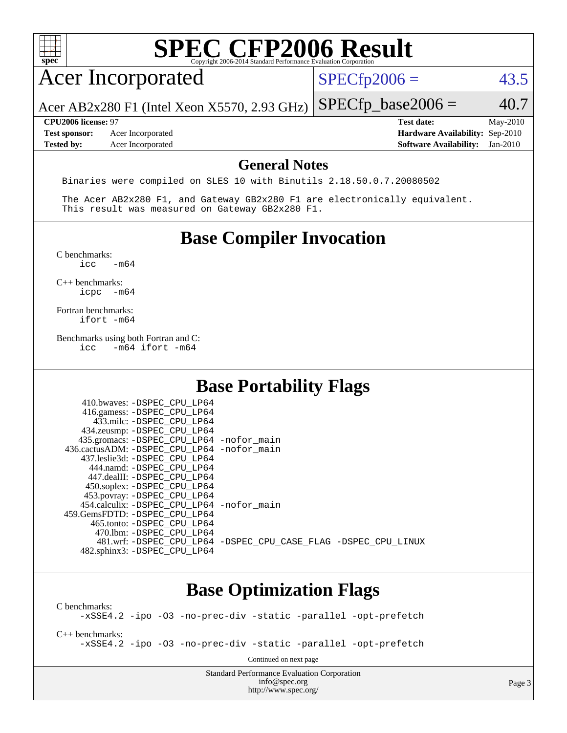# SPEC CFP2006 Result

Copyright 2006-2014 Standard Performance Evaluation Corporation

## Acer Incorporated

Acer AB2x280 F1 (Intel Xeon X5570, 2.93 GHz)

SPECfp2006 = 43.5

SPECfp_base2006 = 40.7

| | | | |
|---|---|---|---|
| **CPU2006 license:** 97 | | **Test date:** | May-2010 |
| **Test sponsor:** | Acer Incorporated | **Hardware Availability:** | Sep-2010 |
| **Tested by:** | Acer Incorporated | **Software Availability:** | Jan-2010 |

## General Notes

```
Binaries were compiled on SLES 10 with Binutils 2.18.50.0.7.20080502

The Acer AB2x280 F1, and Gateway GB2x280 F1 are electronically equivalent.
This result was measured on Gateway GB2x280 F1.
```

## Base Compiler Invocation

C benchmarks:
```
icc   -m64
```

C++ benchmarks:
```
icpc  -m64
```

Fortran benchmarks:
```
ifort -m64
```

Benchmarks using both Fortran and C:
```
icc   -m64 ifort -m64
```

## Base Portability Flags

```
   410.bwaves: -DSPEC_CPU_LP64
   416.gamess: -DSPEC_CPU_LP64
     433.milc: -DSPEC_CPU_LP64
   434.zeusmp: -DSPEC_CPU_LP64
  435.gromacs: -DSPEC_CPU_LP64 -nofor_main
 436.cactusADM: -DSPEC_CPU_LP64 -nofor_main
  437.leslie3d: -DSPEC_CPU_LP64
     444.namd: -DSPEC_CPU_LP64
   447.dealII: -DSPEC_CPU_LP64
   450.soplex: -DSPEC_CPU_LP64
   453.povray: -DSPEC_CPU_LP64
 454.calculix: -DSPEC_CPU_LP64 -nofor_main
 459.GemsFDTD: -DSPEC_CPU_LP64
    465.tonto: -DSPEC_CPU_LP64
      470.lbm: -DSPEC_CPU_LP64
      481.wrf: -DSPEC_CPU_LP64 -DSPEC_CPU_CASE_FLAG -DSPEC_CPU_LINUX
  482.sphinx3: -DSPEC_CPU_LP64
```

## Base Optimization Flags

C benchmarks:
```
-xSSE4.2 -ipo -O3 -no-prec-div -static -parallel -opt-prefetch
```

C++ benchmarks:
```
-xSSE4.2 -ipo -O3 -no-prec-div -static -parallel -opt-prefetch
```

Continued on next page

Standard Performance Evaluation Corporation
info@spec.org
http://www.spec.org/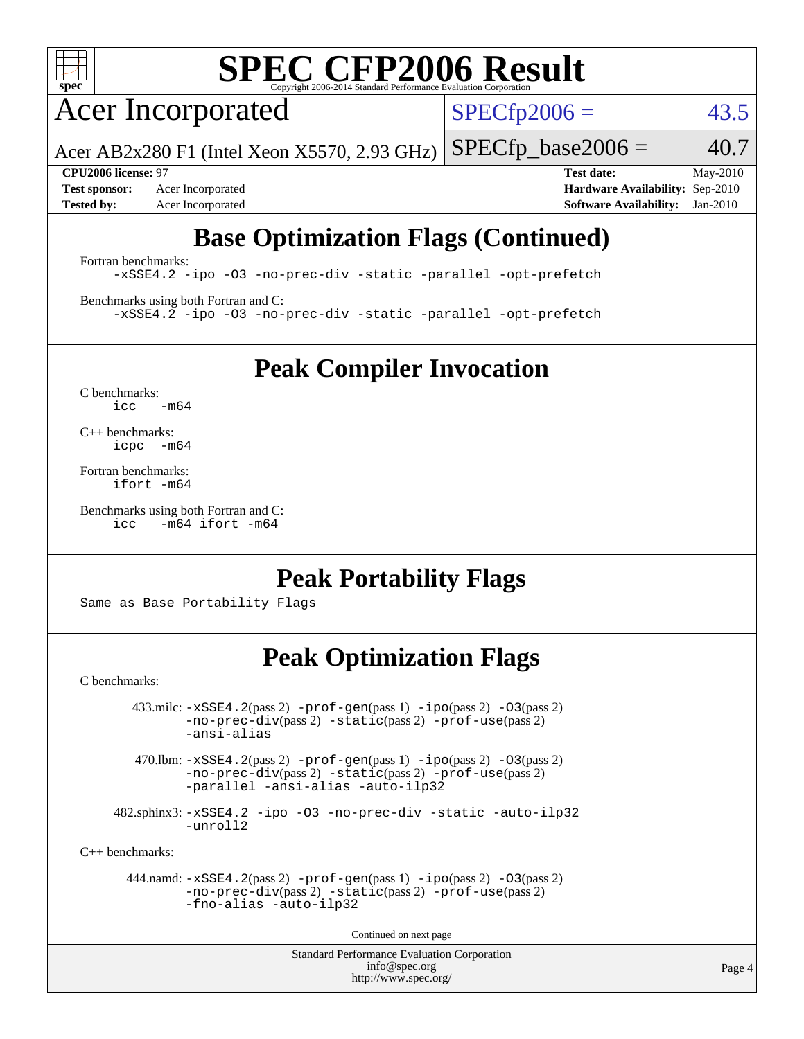# SPEC CFP2006 Result

Copyright 2006-2014 Standard Performance Evaluation Corporation

## Acer Incorporated

Acer AB2x280 F1 (Intel Xeon X5570, 2.93 GHz)

SPECfp2006 = 43.5

SPECfp_base2006 = 40.7

**CPU2006 license:** 97
**Test sponsor:** Acer Incorporated
**Tested by:** Acer Incorporated

**Test date:** May-2010
**Hardware Availability:** Sep-2010
**Software Availability:** Jan-2010

## Base Optimization Flags (Continued)

Fortran benchmarks:

```
-xSSE4.2 -ipo -O3 -no-prec-div -static -parallel -opt-prefetch
```

Benchmarks using both Fortran and C:

```
-xSSE4.2 -ipo -O3 -no-prec-div -static -parallel -opt-prefetch
```

## Peak Compiler Invocation

C benchmarks:

```
icc  -m64
```

C++ benchmarks:

```
icpc -m64
```

Fortran benchmarks:

```
ifort -m64
```

Benchmarks using both Fortran and C:

```
icc  -m64 ifort -m64
```

## Peak Portability Flags

Same as Base Portability Flags

## Peak Optimization Flags

C benchmarks:

433.milc: -xSSE4.2(pass 2) -prof-gen(pass 1) -ipo(pass 2) -O3(pass 2) -no-prec-div(pass 2) -static(pass 2) -prof-use(pass 2) -ansi-alias

470.lbm: -xSSE4.2(pass 2) -prof-gen(pass 1) -ipo(pass 2) -O3(pass 2) -no-prec-div(pass 2) -static(pass 2) -prof-use(pass 2) -parallel -ansi-alias -auto-ilp32

482.sphinx3: -xSSE4.2 -ipo -O3 -no-prec-div -static -auto-ilp32 -unroll2

C++ benchmarks:

444.namd: -xSSE4.2(pass 2) -prof-gen(pass 1) -ipo(pass 2) -O3(pass 2) -no-prec-div(pass 2) -static(pass 2) -prof-use(pass 2) -fno-alias -auto-ilp32

Continued on next page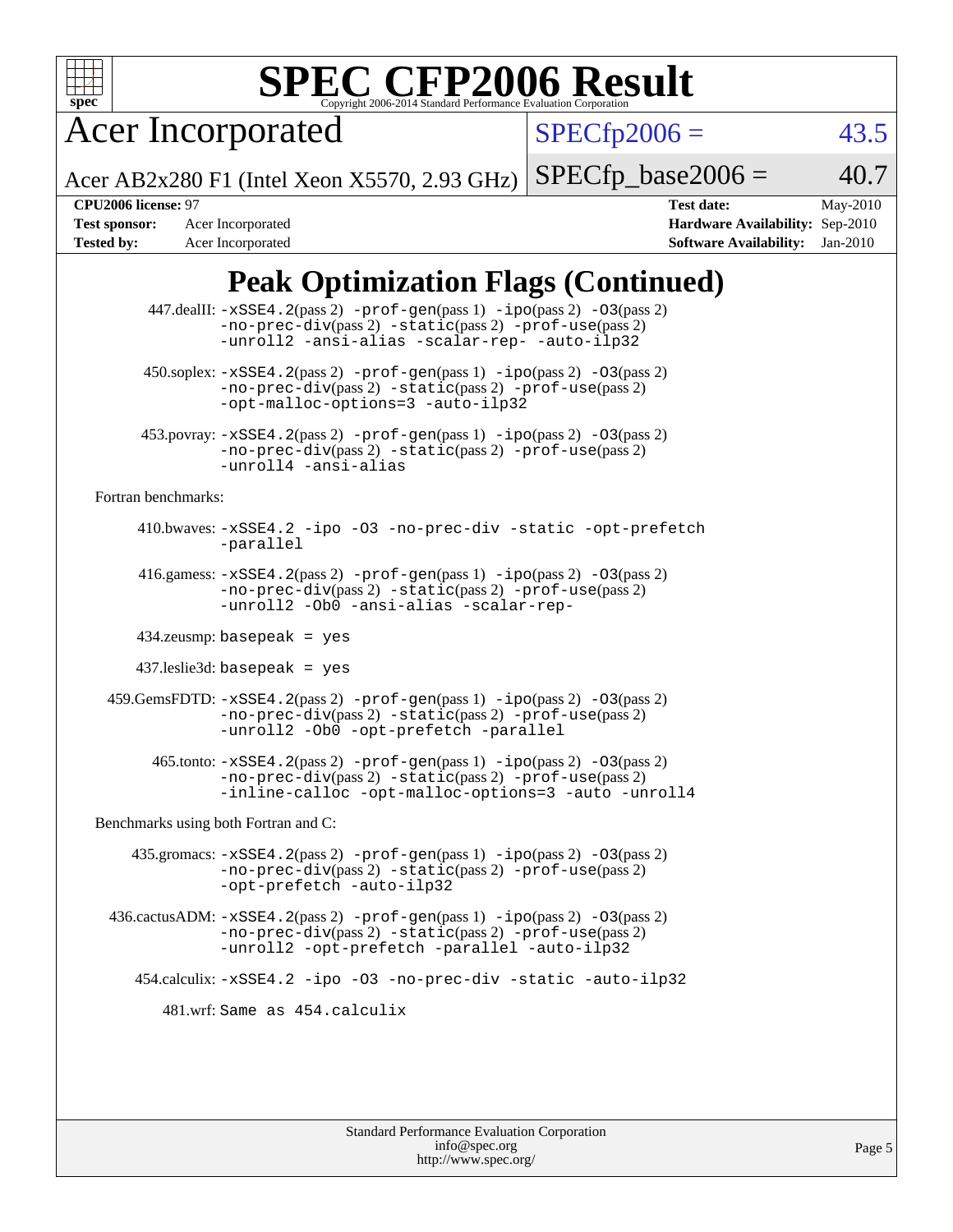# SPEC CFP2006 Result

Copyright 2006-2014 Standard Performance Evaluation Corporation

**Acer Incorporated**

Acer AB2x280 F1 (Intel Xeon X5570, 2.93 GHz)

SPECfp2006 = 43.5

SPECfp_base2006 = 40.7

| | | | |
|---|---|---|---|
| **CPU2006 license:** 97 | | **Test date:** | May-2010 |
| **Test sponsor:** | Acer Incorporated | **Hardware Availability:** | Sep-2010 |
| **Tested by:** | Acer Incorporated | **Software Availability:** | Jan-2010 |

## Peak Optimization Flags (Continued)

447.dealII: -xSSE4.2(pass 2) -prof-gen(pass 1) -ipo(pass 2) -O3(pass 2) -no-prec-div(pass 2) -static(pass 2) -prof-use(pass 2) -unroll2 -ansi-alias -scalar-rep- -auto-ilp32

450.soplex: -xSSE4.2(pass 2) -prof-gen(pass 1) -ipo(pass 2) -O3(pass 2) -no-prec-div(pass 2) -static(pass 2) -prof-use(pass 2) -opt-malloc-options=3 -auto-ilp32

453.povray: -xSSE4.2(pass 2) -prof-gen(pass 1) -ipo(pass 2) -O3(pass 2) -no-prec-div(pass 2) -static(pass 2) -prof-use(pass 2) -unroll4 -ansi-alias

Fortran benchmarks:

410.bwaves: -xSSE4.2 -ipo -O3 -no-prec-div -static -opt-prefetch -parallel

416.gamess: -xSSE4.2(pass 2) -prof-gen(pass 1) -ipo(pass 2) -O3(pass 2) -no-prec-div(pass 2) -static(pass 2) -prof-use(pass 2) -unroll2 -Ob0 -ansi-alias -scalar-rep-

434.zeusmp: basepeak = yes

437.leslie3d: basepeak = yes

459.GemsFDTD: -xSSE4.2(pass 2) -prof-gen(pass 1) -ipo(pass 2) -O3(pass 2) -no-prec-div(pass 2) -static(pass 2) -prof-use(pass 2) -unroll2 -Ob0 -opt-prefetch -parallel

465.tonto: -xSSE4.2(pass 2) -prof-gen(pass 1) -ipo(pass 2) -O3(pass 2) -no-prec-div(pass 2) -static(pass 2) -prof-use(pass 2) -inline-calloc -opt-malloc-options=3 -auto -unroll4

Benchmarks using both Fortran and C:

435.gromacs: -xSSE4.2(pass 2) -prof-gen(pass 1) -ipo(pass 2) -O3(pass 2) -no-prec-div(pass 2) -static(pass 2) -prof-use(pass 2) -opt-prefetch -auto-ilp32

436.cactusADM: -xSSE4.2(pass 2) -prof-gen(pass 1) -ipo(pass 2) -O3(pass 2) -no-prec-div(pass 2) -static(pass 2) -prof-use(pass 2) -unroll2 -opt-prefetch -parallel -auto-ilp32

454.calculix: -xSSE4.2 -ipo -O3 -no-prec-div -static -auto-ilp32

481.wrf: Same as 454.calculix

Standard Performance Evaluation Corporation
info@spec.org
http://www.spec.org/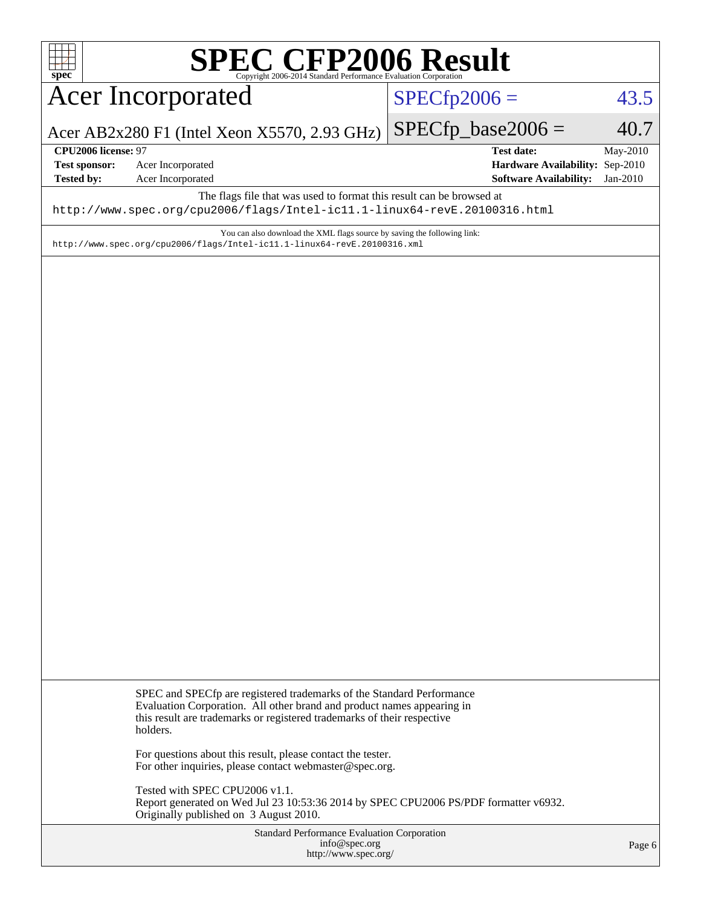# SPEC CFP2006 Result

Copyright 2006-2014 Standard Performance Evaluation Corporation

## Acer Incorporated

Acer AB2x280 F1 (Intel Xeon X5570, 2.93 GHz)

SPECfp2006 = 43.5

SPECfp_base2006 = 40.7

| | | | |
|---|---|---|---|
| **CPU2006 license:** 97 | | **Test date:** | May-2010 |
| **Test sponsor:** | Acer Incorporated | **Hardware Availability:** | Sep-2010 |
| **Tested by:** | Acer Incorporated | **Software Availability:** | Jan-2010 |

The flags file that was used to format this result can be browsed at
http://www.spec.org/cpu2006/flags/Intel-ic11.1-linux64-revE.20100316.html

You can also download the XML flags source by saving the following link:
http://www.spec.org/cpu2006/flags/Intel-ic11.1-linux64-revE.20100316.xml

SPEC and SPECfp are registered trademarks of the Standard Performance Evaluation Corporation. All other brand and product names appearing in this result are trademarks or registered trademarks of their respective holders.

For questions about this result, please contact the tester.
For other inquiries, please contact webmaster@spec.org.

Tested with SPEC CPU2006 v1.1.
Report generated on Wed Jul 23 10:53:36 2014 by SPEC CPU2006 PS/PDF formatter v6932.
Originally published on 3 August 2010.

Standard Performance Evaluation Corporation
info@spec.org
http://www.spec.org/